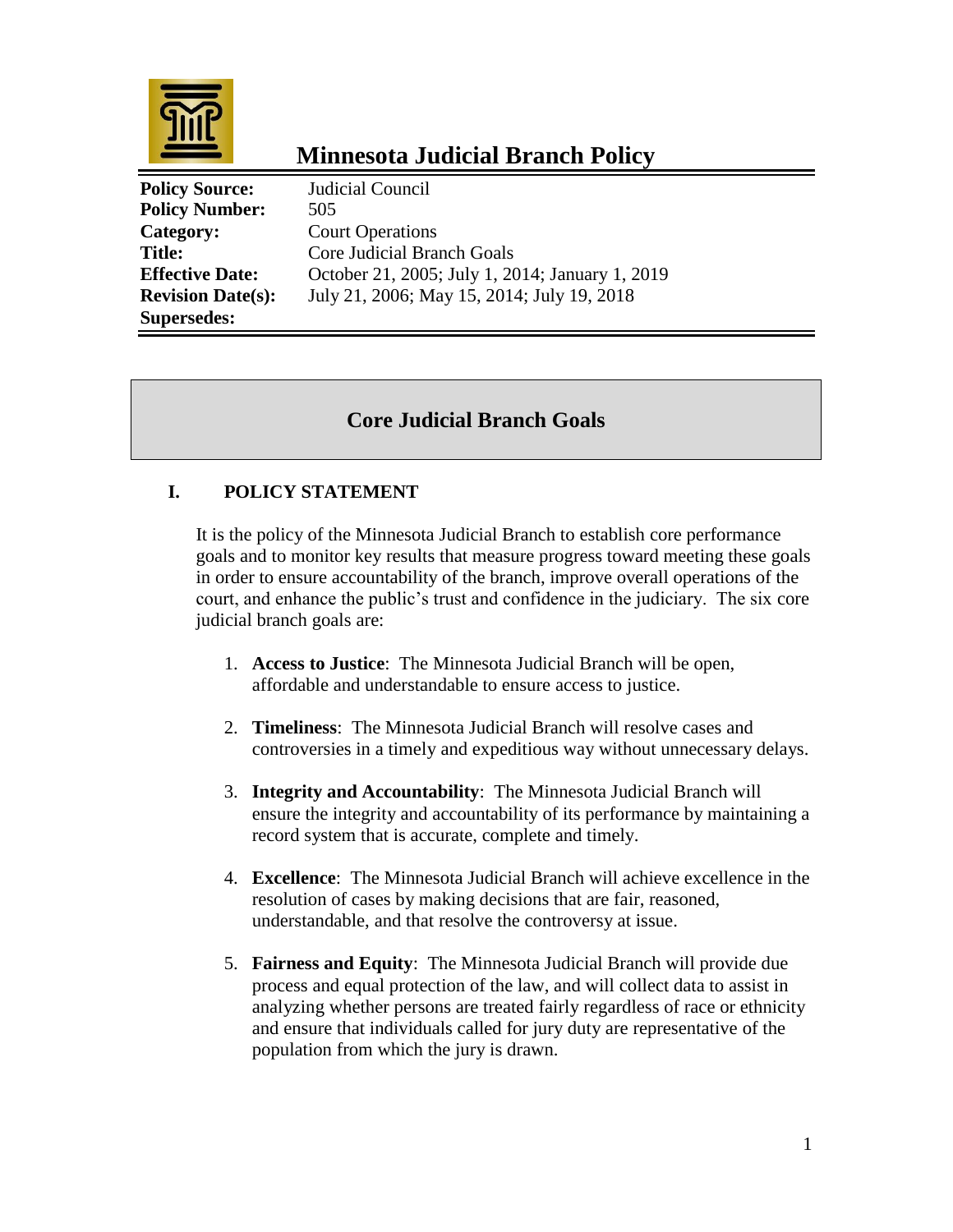# Minnesota Judicial Branch Policy

| | |
|---|---|
| **Policy Source:** | Judicial Council |
| **Policy Number:** | 505 |
| **Category:** | Court Operations |
| **Title:** | Core Judicial Branch Goals |
| **Effective Date:** | October 21, 2005; July 1, 2014; January 1, 2019 |
| **Revision Date(s):** | July 21, 2006; May 15, 2014; July 19, 2018 |
| **Supersedes:** | |

## Core Judicial Branch Goals

### I. POLICY STATEMENT

It is the policy of the Minnesota Judicial Branch to establish core performance goals and to monitor key results that measure progress toward meeting these goals in order to ensure accountability of the branch, improve overall operations of the court, and enhance the public's trust and confidence in the judiciary. The six core judicial branch goals are:

1. **Access to Justice**: The Minnesota Judicial Branch will be open, affordable and understandable to ensure access to justice.

2. **Timeliness**: The Minnesota Judicial Branch will resolve cases and controversies in a timely and expeditious way without unnecessary delays.

3. **Integrity and Accountability**: The Minnesota Judicial Branch will ensure the integrity and accountability of its performance by maintaining a record system that is accurate, complete and timely.

4. **Excellence**: The Minnesota Judicial Branch will achieve excellence in the resolution of cases by making decisions that are fair, reasoned, understandable, and that resolve the controversy at issue.

5. **Fairness and Equity**: The Minnesota Judicial Branch will provide due process and equal protection of the law, and will collect data to assist in analyzing whether persons are treated fairly regardless of race or ethnicity and ensure that individuals called for jury duty are representative of the population from which the jury is drawn.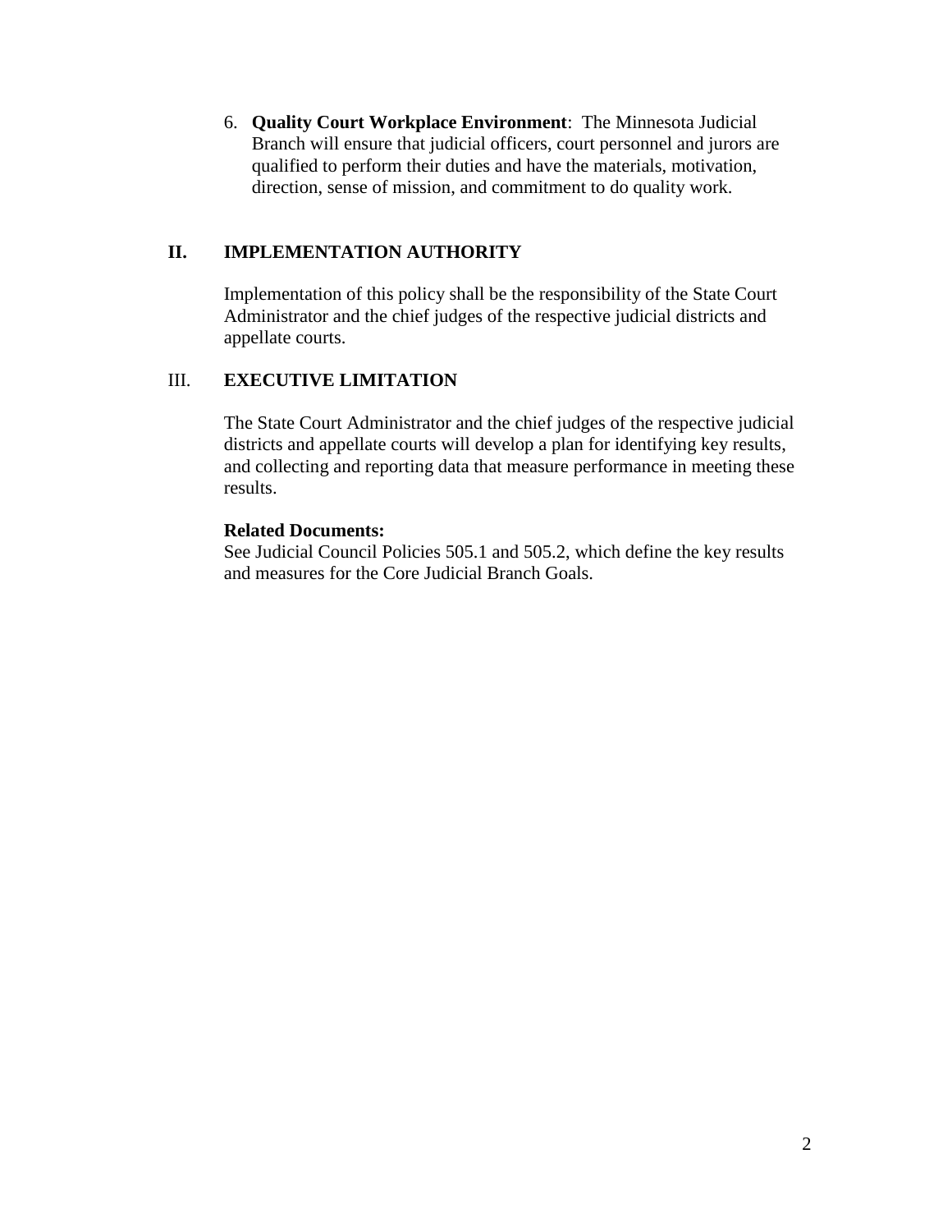6. **Quality Court Workplace Environment**: The Minnesota Judicial Branch will ensure that judicial officers, court personnel and jurors are qualified to perform their duties and have the materials, motivation, direction, sense of mission, and commitment to do quality work.

## II. IMPLEMENTATION AUTHORITY

Implementation of this policy shall be the responsibility of the State Court Administrator and the chief judges of the respective judicial districts and appellate courts.

## III. EXECUTIVE LIMITATION

The State Court Administrator and the chief judges of the respective judicial districts and appellate courts will develop a plan for identifying key results, and collecting and reporting data that measure performance in meeting these results.

**Related Documents:**
See Judicial Council Policies 505.1 and 505.2, which define the key results and measures for the Core Judicial Branch Goals.